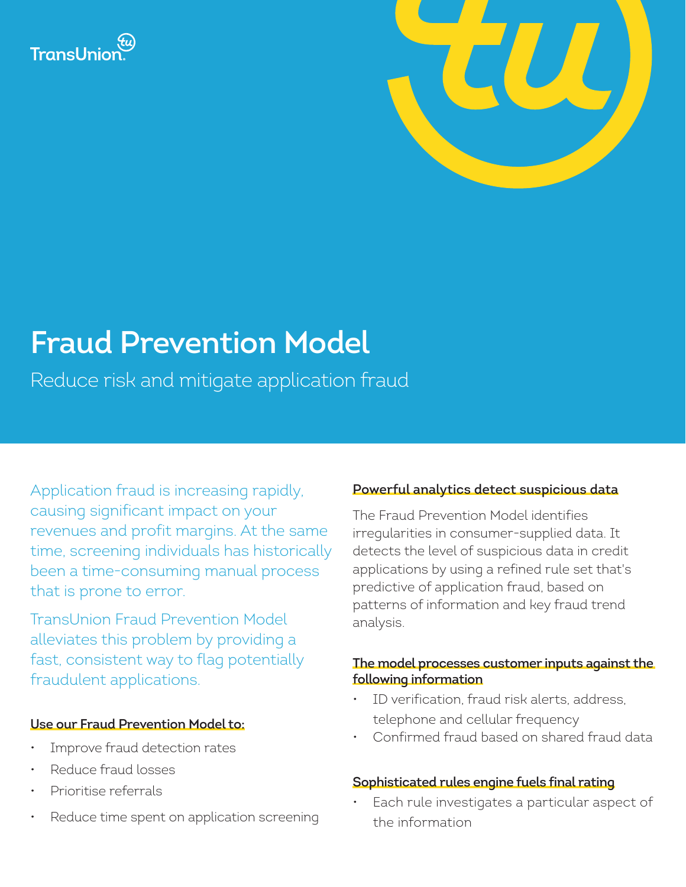TransUnion

# Fraud Prevention Model

Reduce risk and mitigate application fraud

Application fraud is increasing rapidly, causing significant impact on your revenues and profit margins. At the same time, screening individuals has historically been a time-consuming manual process that is prone to error.

TransUnion Fraud Prevention Model alleviates this problem by providing a fast, consistent way to flag potentially fraudulent applications.

### Use our Fraud Prevention Model to:

- Improve fraud detection rates
- Reduce fraud losses
- Prioritise referrals
- Reduce time spent on application screening

### Powerful analytics detect suspicious data

The Fraud Prevention Model identifies irregularities in consumer-supplied data. It detects the level of suspicious data in credit applications by using a refined rule set that's predictive of application fraud, based on patterns of information and key fraud trend analysis.

### The model processes customer inputs against the following information

- ID verification, fraud risk alerts, address, telephone and cellular frequency
- Confirmed fraud based on shared fraud data

### Sophisticated rules engine fuels final rating

- Each rule investigates a particular aspect of the information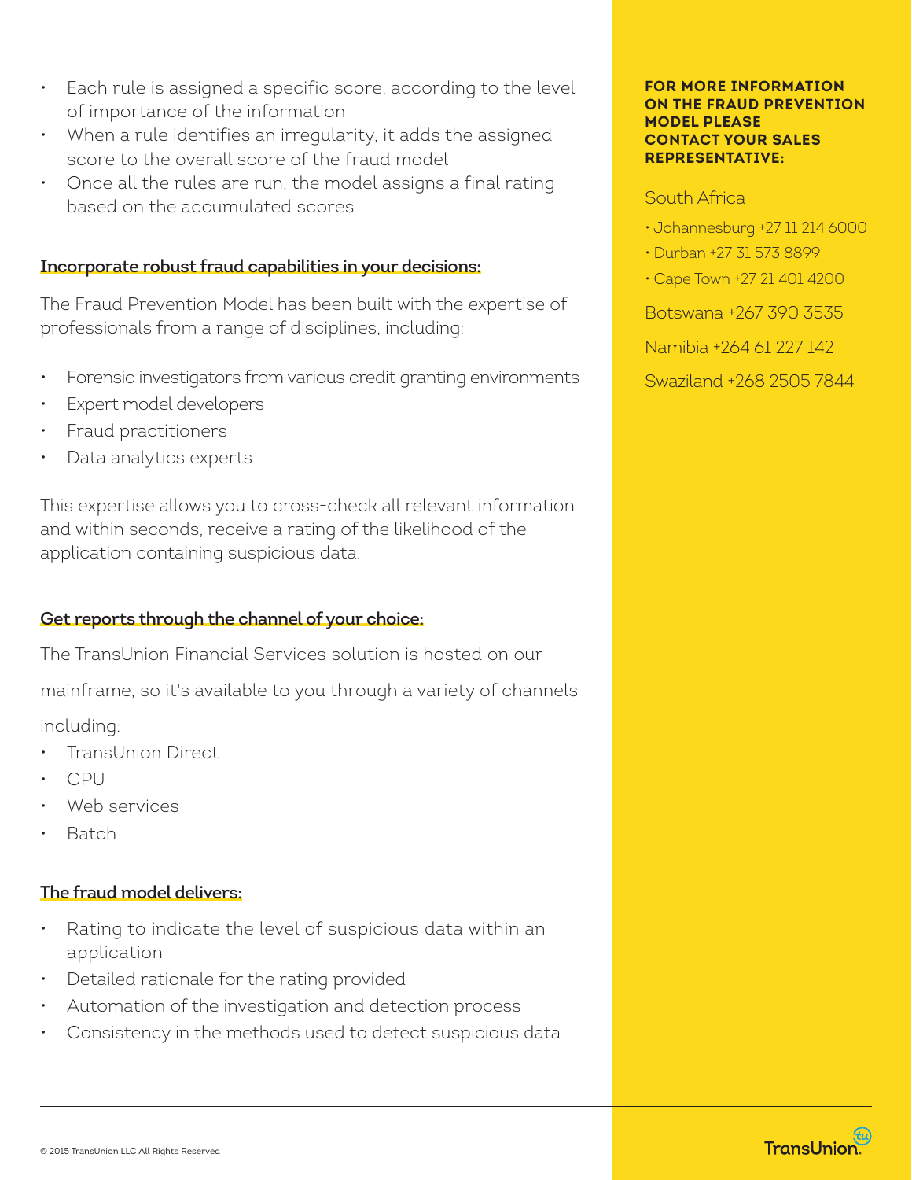- Each rule is assigned a specific score, according to the level of importance of the information
- When a rule identifies an irregularity, it adds the assigned score to the overall score of the fraud model
- Once all the rules are run, the model assigns a final rating based on the accumulated scores

## Incorporate robust fraud capabilities in your decisions:

The Fraud Prevention Model has been built with the expertise of professionals from a range of disciplines, including:

- Forensic investigators from various credit granting environments
- Expert model developers
- Fraud practitioners
- Data analytics experts

This expertise allows you to cross-check all relevant information and within seconds, receive a rating of the likelihood of the application containing suspicious data.

## Get reports through the channel of your choice:

The TransUnion Financial Services solution is hosted on our mainframe, so it's available to you through a variety of channels including:

- TransUnion Direct
- CPU
- Web services
- Batch

## The fraud model delivers:

- Rating to indicate the level of suspicious data within an application
- Detailed rationale for the rating provided
- Automation of the investigation and detection process
- Consistency in the methods used to detect suspicious data

**FOR MORE INFORMATION ON THE FRAUD PREVENTION MODEL PLEASE CONTACT YOUR SALES REPRESENTATIVE:**

South Africa

- Johannesburg +27 11 214 6000
- Durban +27 31 573 8899
- Cape Town +27 21 401 4200

Botswana +267 390 3535

Namibia +264 61 227 142

Swaziland +268 2505 7844

© 2015 TransUnion LLC All Rights Reserved

TransUnion.